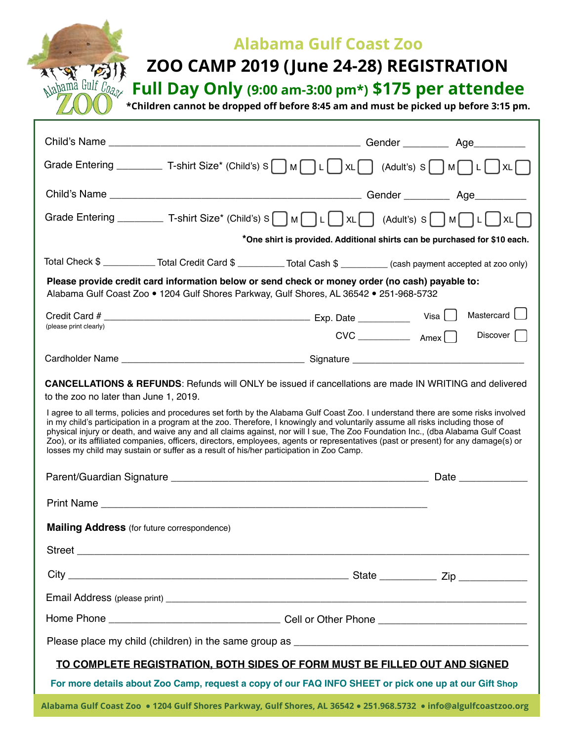# Alabama Gulf Coast Zoo

## ZOO CAMP 2019 (June 24-28) REGISTRATION

## Full Day Only (9:00 am-3:00 pm*) $175 per attendee

**\*Children cannot be dropped off before 8:45 am and must be picked up before 3:15 pm.**

Child's Name ____________________________________________ Gender ________ Age_________

Grade Entering ________ T-shirt Size* (Child's) S ☐ M ☐ L ☐ XL ☐ (Adult's) S ☐ M ☐ L ☐ XL ☐

Child's Name ____________________________________________ Gender ________ Age_________

Grade Entering ________ T-shirt Size* (Child's) S ☐ M ☐ L ☐ XL ☐ (Adult's) S ☐ M ☐ L ☐ XL ☐

**\*One shirt is provided. Additional shirts can be purchased for $10 each.**

Total Check $ __________ Total Credit Card $ _________ Total Cash $ _________ (cash payment accepted at zoo only)

**Please provide credit card information below or send check or money order (no cash) payable to:**
Alabama Gulf Coast Zoo • 1204 Gulf Shores Parkway, Gulf Shores, AL 36542 • 251-968-5732

Credit Card # ______________________________________ Exp. Date _________ Visa ☐ Mastercard ☐
(please print clearly)

CVC __________ Amex ☐ Discover ☐

Cardholder Name __________________________________ Signature ______________________________

**CANCELLATIONS & REFUNDS**: Refunds will ONLY be issued if cancellations are made IN WRITING and delivered to the zoo no later than June 1, 2019.

I agree to all terms, policies and procedures set forth by the Alabama Gulf Coast Zoo. I understand there are some risks involved in my child's participation in a program at the zoo. Therefore, I knowingly and voluntarily assume all risks including those of physical injury or death, and waive any and all claims against, nor will I sue, The Zoo Foundation Inc., (dba Alabama Gulf Coast Zoo), or its affiliated companies, officers, directors, employees, agents or representatives (past or present) for any damage(s) or losses my child may sustain or suffer as a result of his/her participation in Zoo Camp.

Parent/Guardian Signature ____________________________________________ Date ___________

Print Name ________________________________________________________

**Mailing Address** (for future correspondence)

Street ____________________________________________________________________

City ________________________________________________ State __________ Zip ____________

Email Address (please print) ________________________________________________________

Home Phone ______________________________ Cell or Other Phone _________________________

Please place my child (children) in the same group as ________________________________________

**<u>TO COMPLETE REGISTRATION, BOTH SIDES OF FORM MUST BE FILLED OUT AND SIGNED</u>**

**For more details about Zoo Camp, request a copy of our FAQ INFO SHEET or pick one up at our Gift Shop**

Alabama Gulf Coast Zoo • 1204 Gulf Shores Parkway, Gulf Shores, AL 36542 • 251.968.5732 • info@algulfcoastzoo.org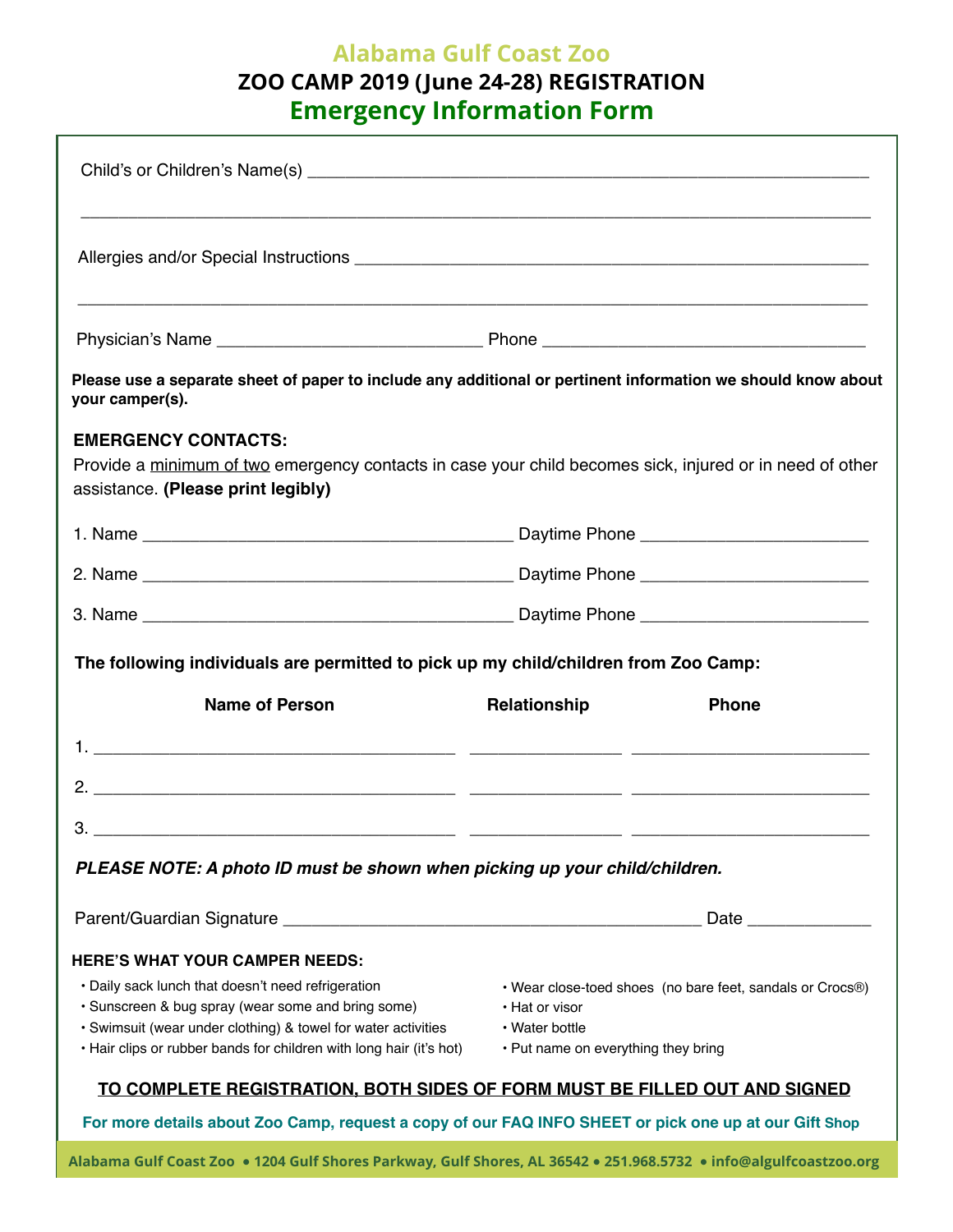# Alabama Gulf Coast Zoo

## ZOO CAMP 2019 (June 24-28) REGISTRATION

## Emergency Information Form

Child's or Children's Name(s) ____________________________________________________________

____________________________________________________________________________________

Allergies and/or Special Instructions ____________________________________________________

____________________________________________________________________________________

Physician's Name ____________________________ Phone __________________________________

**Please use a separate sheet of paper to include any additional or pertinent information we should know about your camper(s).**

**EMERGENCY CONTACTS:**

Provide a minimum of two emergency contacts in case your child becomes sick, injured or in need of other assistance. **(Please print legibly)**

1. Name _______________________________________ Daytime Phone ________________________
2. Name _______________________________________ Daytime Phone ________________________
3. Name _______________________________________ Daytime Phone ________________________

**The following individuals are permitted to pick up my child/children from Zoo Camp:**

| | Name of Person | Relationship | Phone |
|---|---|---|---|
| 1. | | | |
| 2. | | | |
| 3. | | | |

***PLEASE NOTE: A photo ID must be shown when picking up your child/children.***

Parent/Guardian Signature ____________________________________________ Date _____________

**HERE'S WHAT YOUR CAMPER NEEDS:**

- Daily sack lunch that doesn't need refrigeration
- Sunscreen & bug spray (wear some and bring some)
- Swimsuit (wear under clothing) & towel for water activities
- Hair clips or rubber bands for children with long hair (it's hot)
- Wear close-toed shoes (no bare feet, sandals or Crocs®)
- Hat or visor
- Water bottle
- Put name on everything they bring

**TO COMPLETE REGISTRATION, BOTH SIDES OF FORM MUST BE FILLED OUT AND SIGNED**

**For more details about Zoo Camp, request a copy of our FAQ INFO SHEET or pick one up at our Gift Shop**

**Alabama Gulf Coast Zoo • 1204 Gulf Shores Parkway, Gulf Shores, AL 36542 • 251.968.5732 • info@algulfcoastzoo.org**